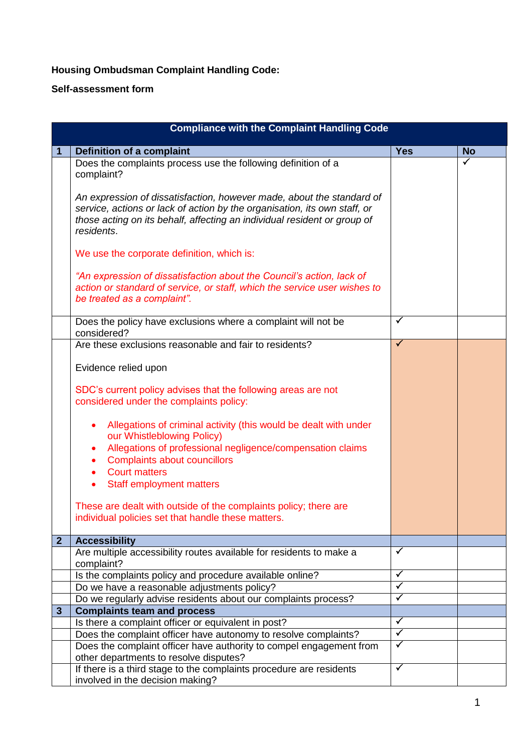**Housing Ombudsman Complaint Handling Code:**

**Self-assessment form**

| Compliance with the Complaint Handling Code | | | |
|---|---|---|---|
| **1** | **Definition of a complaint** | **Yes** | **No** |
| | Does the complaints process use the following definition of a complaint?<br><br>*An expression of dissatisfaction, however made, about the standard of service, actions or lack of action by the organisation, its own staff, or those acting on its behalf, affecting an individual resident or group of residents.*<br><br>We use the corporate definition, which is:<br><br>*"An expression of dissatisfaction about the Council's action, lack of action or standard of service, or staff, which the service user wishes to be treated as a complaint".* | | ✓ |
| | Does the policy have exclusions where a complaint will not be considered? | ✓ | |
| | Are these exclusions reasonable and fair to residents?<br><br>Evidence relied upon<br><br>SDC's current policy advises that the following areas are not considered under the complaints policy:<br><br>• Allegations of criminal activity (this would be dealt with under our Whistleblowing Policy)<br>• Allegations of professional negligence/compensation claims<br>• Complaints about councillors<br>• Court matters<br>• Staff employment matters<br><br>These are dealt with outside of the complaints policy; there are individual policies set that handle these matters. | ✓ | |
| **2** | **Accessibility** | | |
| | Are multiple accessibility routes available for residents to make a complaint? | ✓ | |
| | Is the complaints policy and procedure available online? | ✓ | |
| | Do we have a reasonable adjustments policy? | ✓ | |
| | Do we regularly advise residents about our complaints process? | ✓ | |
| **3** | **Complaints team and process** | | |
| | Is there a complaint officer or equivalent in post? | ✓ | |
| | Does the complaint officer have autonomy to resolve complaints? | ✓ | |
| | Does the complaint officer have authority to compel engagement from other departments to resolve disputes? | ✓ | |
| | If there is a third stage to the complaints procedure are residents involved in the decision making? | ✓ | |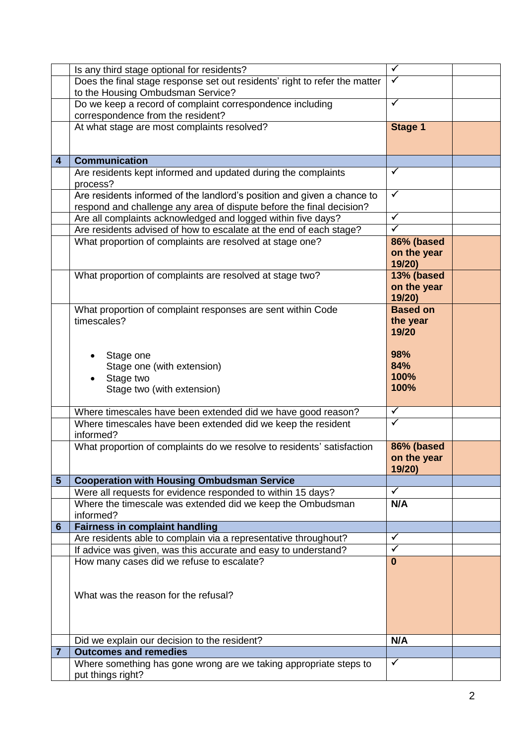| | | | |
|---|---|---|---|
| | Is any third stage optional for residents? | ✓ | |
| | Does the final stage response set out residents' right to refer the matter to the Housing Ombudsman Service? | ✓ | |
| | Do we keep a record of complaint correspondence including correspondence from the resident? | ✓ | |
| | At what stage are most complaints resolved? | **Stage 1** | |
| **4** | **Communication** | | |
| | Are residents kept informed and updated during the complaints process? | ✓ | |
| | Are residents informed of the landlord's position and given a chance to respond and challenge any area of dispute before the final decision? | ✓ | |
| | Are all complaints acknowledged and logged within five days? | ✓ | |
| | Are residents advised of how to escalate at the end of each stage? | ✓ | |
| | What proportion of complaints are resolved at stage one? | **86% (based on the year 19/20)** | |
| | What proportion of complaints are resolved at stage two? | **13% (based on the year 19/20)** | |
| | What proportion of complaint responses are sent within Code timescales?<br><br>• Stage one<br>Stage one (with extension)<br>• Stage two<br>Stage two (with extension) | **Based on the year 19/20**<br><br>**98%**<br>**84%**<br>**100%**<br>**100%** | |
| | Where timescales have been extended did we have good reason? | ✓ | |
| | Where timescales have been extended did we keep the resident informed? | ✓ | |
| | What proportion of complaints do we resolve to residents' satisfaction | **86% (based on the year 19/20)** | |
| **5** | **Cooperation with Housing Ombudsman Service** | | |
| | Were all requests for evidence responded to within 15 days? | ✓ | |
| | Where the timescale was extended did we keep the Ombudsman informed? | **N/A** | |
| **6** | **Fairness in complaint handling** | | |
| | Are residents able to complain via a representative throughout? | ✓ | |
| | If advice was given, was this accurate and easy to understand? | ✓ | |
| | How many cases did we refuse to escalate?<br><br>What was the reason for the refusal? | **0** | |
| | Did we explain our decision to the resident? | **N/A** | |
| **7** | **Outcomes and remedies** | | |
| | Where something has gone wrong are we taking appropriate steps to put things right? | ✓ | |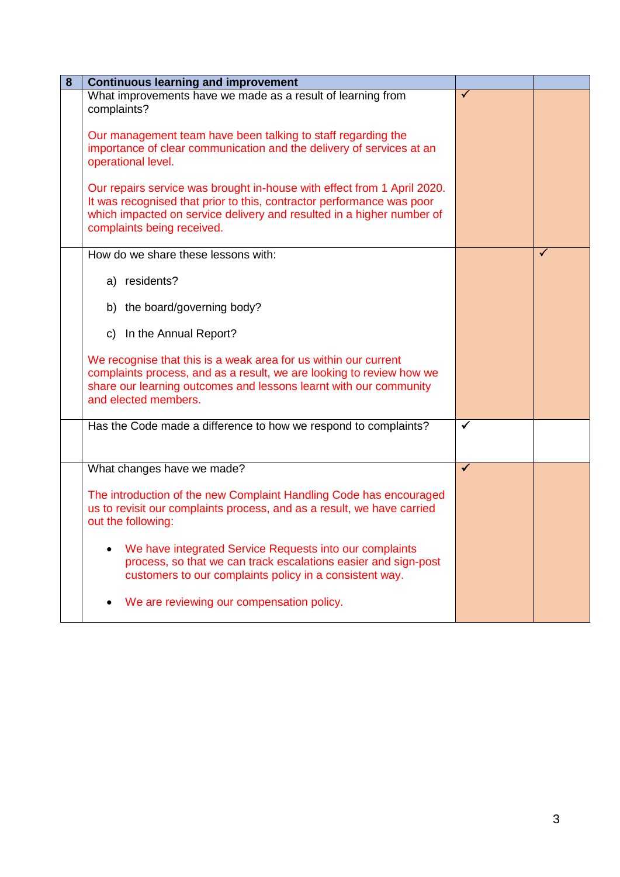| 8 | Continuous learning and improvement | | |
|---|---|---|---|
| | What improvements have we made as a result of learning from complaints?<br><br>Our management team have been talking to staff regarding the importance of clear communication and the delivery of services at an operational level.<br><br>Our repairs service was brought in-house with effect from 1 April 2020. It was recognised that prior to this, contractor performance was poor which impacted on service delivery and resulted in a higher number of complaints being received. | ✓ | |
| | How do we share these lessons with:<br><br>a) residents?<br><br>b) the board/governing body?<br><br>c) In the Annual Report?<br><br>We recognise that this is a weak area for us within our current complaints process, and as a result, we are looking to review how we share our learning outcomes and lessons learnt with our community and elected members. | | ✓ |
| | Has the Code made a difference to how we respond to complaints? | ✓ | |
| | What changes have we made?<br><br>The introduction of the new Complaint Handling Code has encouraged us to revisit our complaints process, and as a result, we have carried out the following:<br><br>• We have integrated Service Requests into our complaints process, so that we can track escalations easier and sign-post customers to our complaints policy in a consistent way.<br><br>• We are reviewing our compensation policy. | ✓ | |